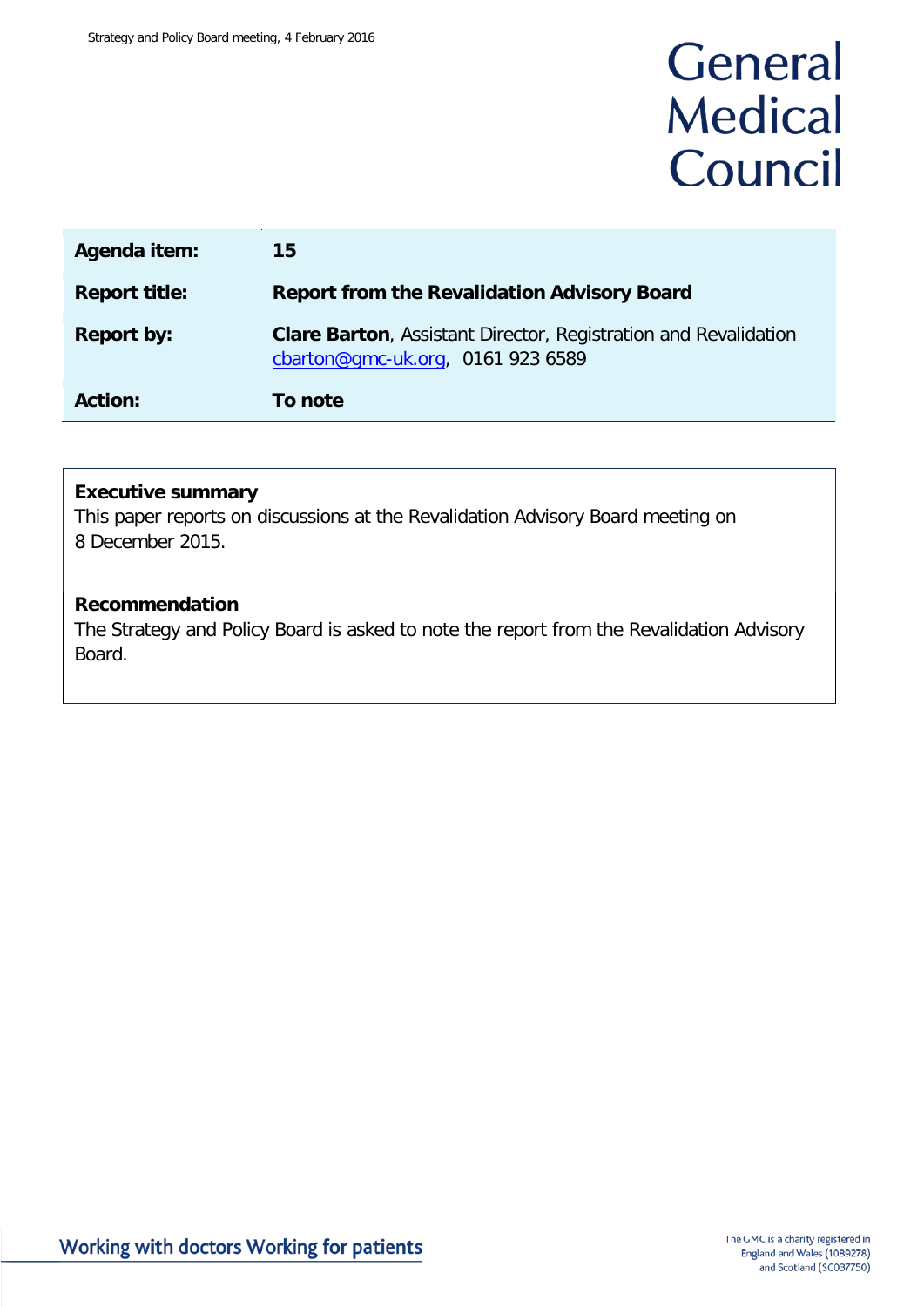# General Medical Council

| | |
|---|---|
| **Agenda item:** | **15** |
| **Report title:** | **Report from the Revalidation Advisory Board** |
| **Report by:** | **Clare Barton**, Assistant Director, Registration and Revalidation [cbarton@gmc-uk.org](mailto:cbarton@gmc-uk.org), 0161 923 6589 |
| **Action:** | **To note** |

**Executive summary**
This paper reports on discussions at the Revalidation Advisory Board meeting on 8 December 2015.

**Recommendation**
The Strategy and Policy Board is asked to note the report from the Revalidation Advisory Board.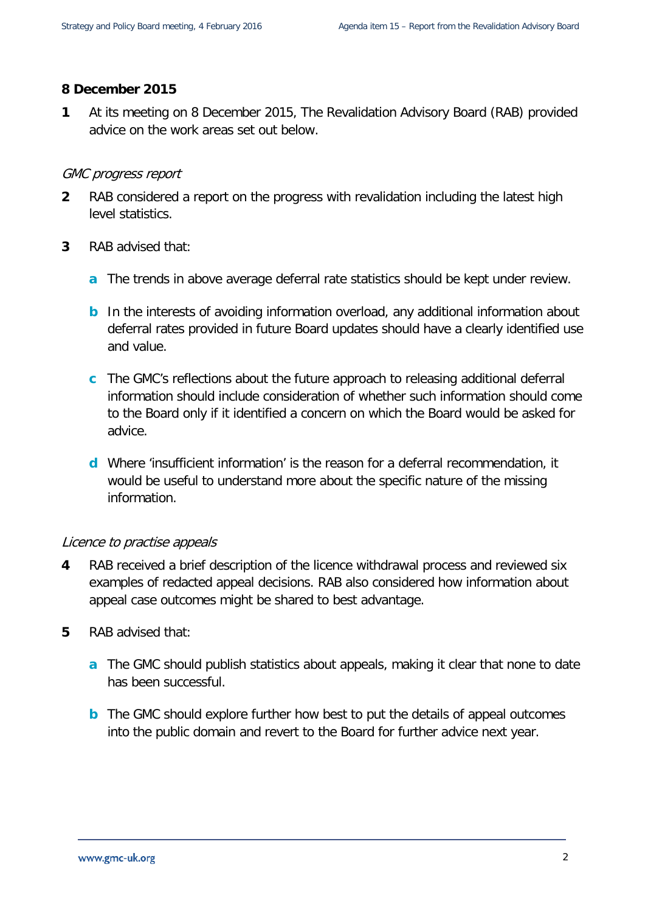**8 December 2015**

**1** At its meeting on 8 December 2015, The Revalidation Advisory Board (RAB) provided advice on the work areas set out below.

*GMC progress report*

**2** RAB considered a report on the progress with revalidation including the latest high level statistics.

**3** RAB advised that:

- **a** The trends in above average deferral rate statistics should be kept under review.
- **b** In the interests of avoiding information overload, any additional information about deferral rates provided in future Board updates should have a clearly identified use and value.
- **c** The GMC's reflections about the future approach to releasing additional deferral information should include consideration of whether such information should come to the Board only if it identified a concern on which the Board would be asked for advice.
- **d** Where 'insufficient information' is the reason for a deferral recommendation, it would be useful to understand more about the specific nature of the missing information.

*Licence to practise appeals*

**4** RAB received a brief description of the licence withdrawal process and reviewed six examples of redacted appeal decisions. RAB also considered how information about appeal case outcomes might be shared to best advantage.

**5** RAB advised that:

- **a** The GMC should publish statistics about appeals, making it clear that none to date has been successful.
- **b** The GMC should explore further how best to put the details of appeal outcomes into the public domain and revert to the Board for further advice next year.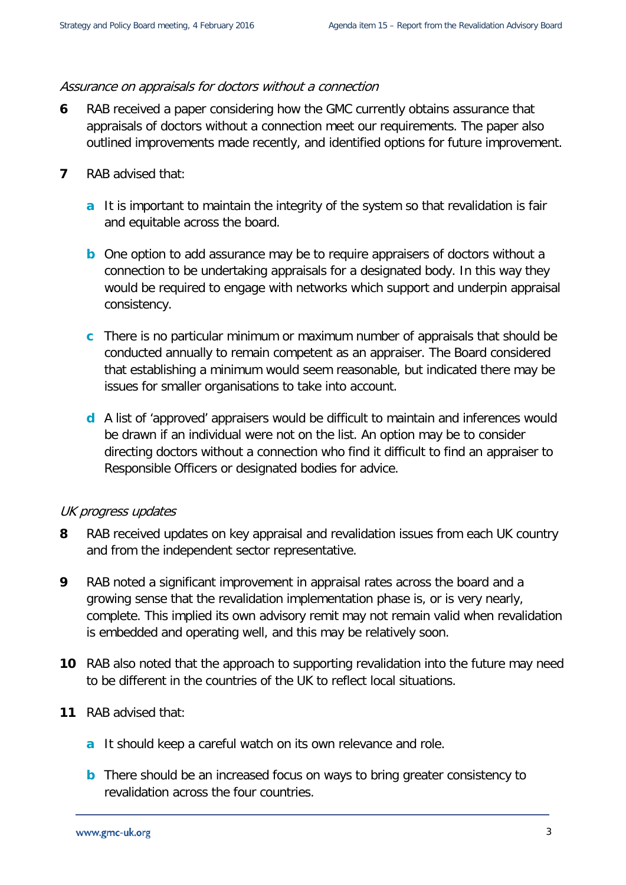*Assurance on appraisals for doctors without a connection*

**6** RAB received a paper considering how the GMC currently obtains assurance that appraisals of doctors without a connection meet our requirements. The paper also outlined improvements made recently, and identified options for future improvement.

**7** RAB advised that:

- **a** It is important to maintain the integrity of the system so that revalidation is fair and equitable across the board.
- **b** One option to add assurance may be to require appraisers of doctors without a connection to be undertaking appraisals for a designated body. In this way they would be required to engage with networks which support and underpin appraisal consistency.
- **c** There is no particular minimum or maximum number of appraisals that should be conducted annually to remain competent as an appraiser. The Board considered that establishing a minimum would seem reasonable, but indicated there may be issues for smaller organisations to take into account.
- **d** A list of 'approved' appraisers would be difficult to maintain and inferences would be drawn if an individual were not on the list. An option may be to consider directing doctors without a connection who find it difficult to find an appraiser to Responsible Officers or designated bodies for advice.

*UK progress updates*

**8** RAB received updates on key appraisal and revalidation issues from each UK country and from the independent sector representative.

**9** RAB noted a significant improvement in appraisal rates across the board and a growing sense that the revalidation implementation phase is, or is very nearly, complete. This implied its own advisory remit may not remain valid when revalidation is embedded and operating well, and this may be relatively soon.

**10** RAB also noted that the approach to supporting revalidation into the future may need to be different in the countries of the UK to reflect local situations.

**11** RAB advised that:

- **a** It should keep a careful watch on its own relevance and role.
- **b** There should be an increased focus on ways to bring greater consistency to revalidation across the four countries.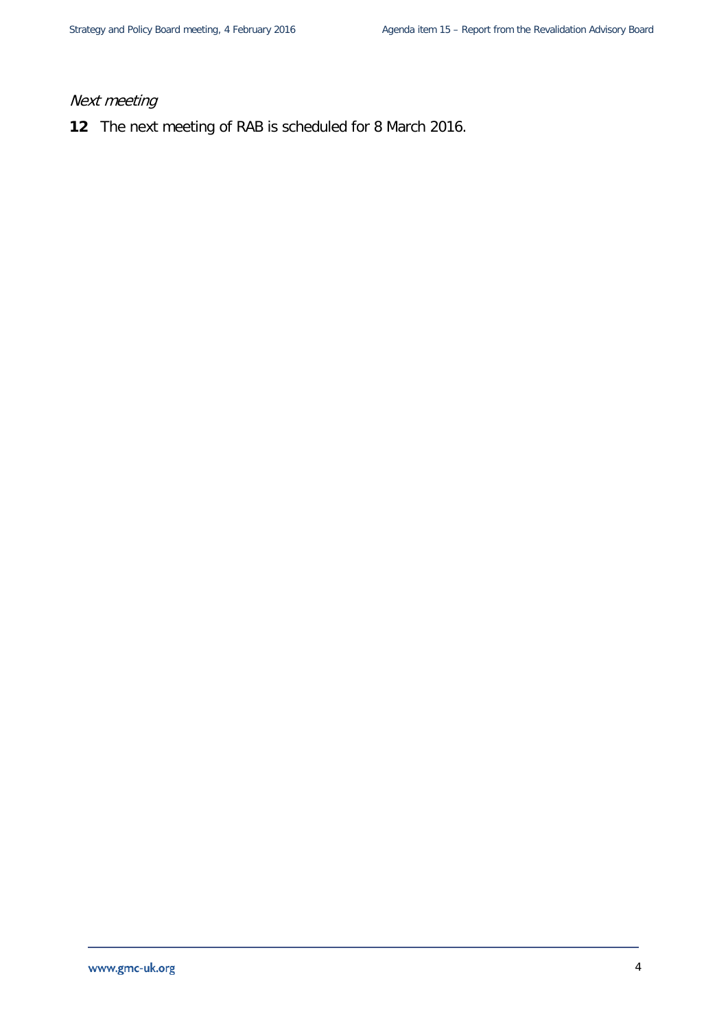*Next meeting*

**12** The next meeting of RAB is scheduled for 8 March 2016.